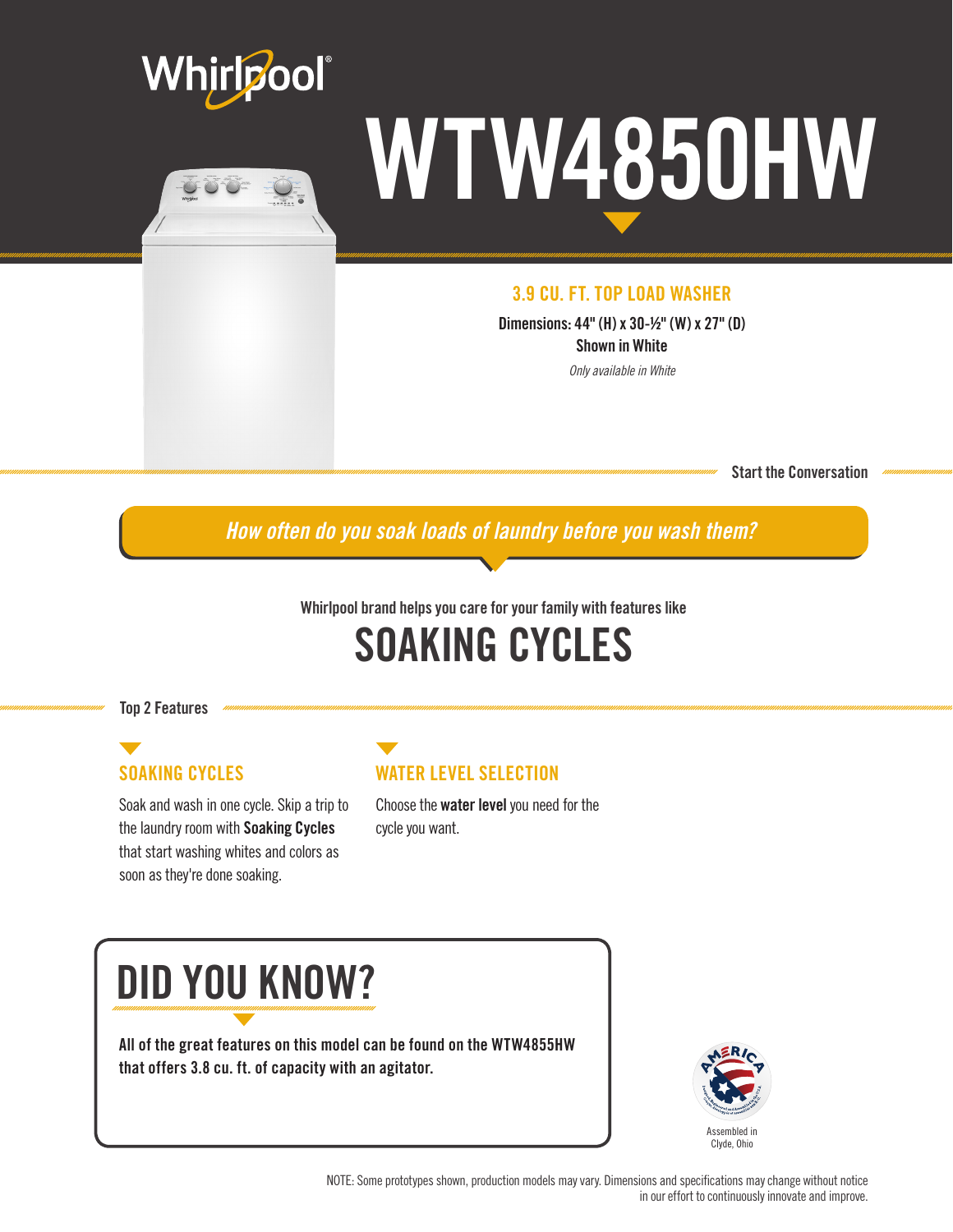Whirlpool®

# WTW4850HW

## 3.9 CU. FT. TOP LOAD WASHER

**Dimensions: 44" (H) x 30-½" (W) x 27" (D)**

**Shown in White**

*Only available in White*

**Start the Conversation**

*How often do you soak loads of laundry before you wash them?*

**Whirlpool brand helps you care for your family with features like**

# SOAKING CYCLES

**Top 2 Features**

### SOAKING CYCLES

Soak and wash in one cycle. Skip a trip to the laundry room with **Soaking Cycles** that start washing whites and colors as soon as they're done soaking.

### WATER LEVEL SELECTION

Choose the **water level** you need for the cycle you want.

## DID YOU KNOW?

**All of the great features on this model can be found on the WTW4855HW that offers 3.8 cu. ft. of capacity with an agitator.**

Assembled in Clyde, Ohio

NOTE: Some prototypes shown, production models may vary. Dimensions and specifications may change without notice in our effort to continuously innovate and improve.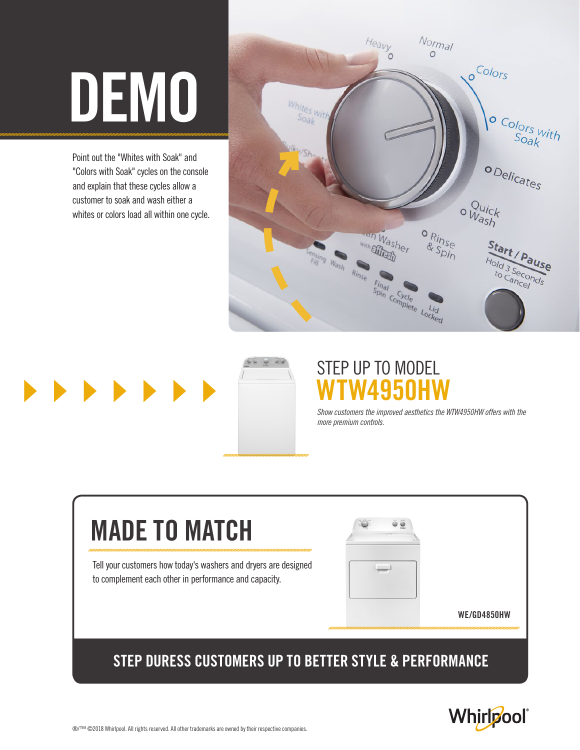# DEMO

Point out the "Whites with Soak" and "Colors with Soak" cycles on the console and explain that these cycles allow a customer to soak and wash either a whites or colors load all within one cycle.

## STEP UP TO MODEL WTW4950HW

*Show customers the improved aesthetics the WTW4950HW offers with the more premium controls.*

## MADE TO MATCH

Tell your customers how today's washers and dryers are designed to complement each other in performance and capacity.

**WE/GD4850HW**

**STEP DURESS CUSTOMERS UP TO BETTER STYLE & PERFORMANCE**

®/™ ©2018 Whirlpool. All rights reserved. All other trademarks are owned by their respective companies.